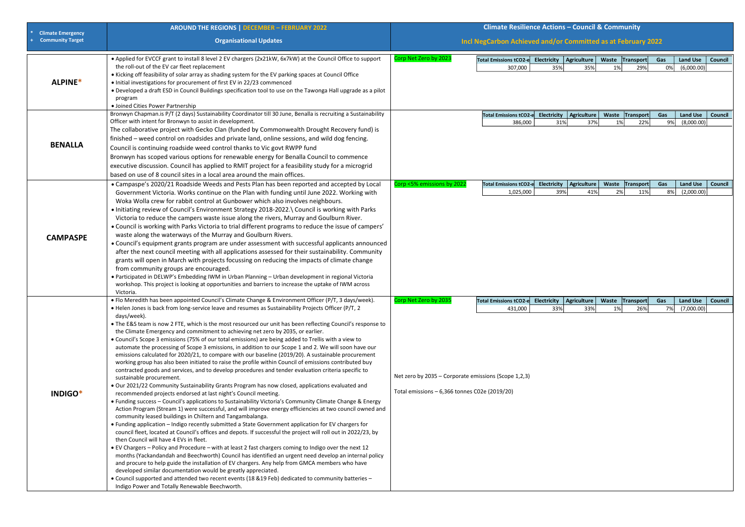| * Climate Emergency<br>+ Community Target | AROUND THE REGIONS \| DECEMBER – FEBRUARY 2022<br>Organisational Updates | Climate Resilience Actions – Council & Community<br>Incl NegCarbon Achieved and/or Committed as at February 2022 |
|---|---|---|
| **ALPINE*** | • Applied for EVCCF grant to install 8 level 2 EV chargers (2x21kW, 6x7kW) at the Council Office to support the roll-out of the EV car fleet replacement<br>• Kicking off feasibility of solar array as shading system for the EV parking spaces at Council Office<br>• Initial investigations for procurement of first EV in 22/23 commenced<br>• Developed a draft ESD in Council Buildings specification tool to use on the Tawonga Hall upgrade as a pilot program<br>• Joined Cities Power Partnership | Corp Net Zero by 2023 |
| **BENALLA** | Bronwyn Chapman.is P/T (2 days) Sustainability Coordinator till 30 June, Benalla is recruiting a Sustainability Officer with intent for Bronwyn to assist in development.<br>The collaborative project with Gecko Clan (funded by Commonwealth Drought Recovery fund) is finished – weed control on roadsides and private land, online sessions, and wild dog fencing.<br>Council is continuing roadside weed control thanks to Vic govt RWPP fund<br>Bronwyn has scoped various options for renewable energy for Benalla Council to commence executive discussion. Council has applied to RMIT project for a feasibility study for a microgrid based on use of 8 council sites in a local area around the main offices. | |
| **CAMPASPE** | • Campaspe's 2020/21 Roadside Weeds and Pests Plan has been reported and accepted by Local Government Victoria. Works continue on the Plan with funding until June 2022. Working with Woka Wolla crew for rabbit control at Gunbower which also involves neighbours.<br>• Initiating review of Council's Environment Strategy 2018-2022.\ Council is working with Parks Victoria to reduce the campers waste issue along the rivers, Murray and Goulburn River.<br>• Council is working with Parks Victoria to trial different programs to reduce the issue of campers' waste along the waterways of the Murray and Goulburn Rivers.<br>• Council's equipment grants program are under assessment with successful applicants announced after the next council meeting with all applications assessed for their sustainability. Community grants will open in March with projects focussing on reducing the impacts of climate change from community groups are encouraged.<br>• Participated in DELWP's Embedding IWM in Urban Planning – Urban development in regional Victoria workshop. This project is looking at opportunities and barriers to increase the uptake of IWM across Victoria. | Corp <5% emissions by 2022 |
| **INDIGO*** | • Flo Meredith has been appointed Council's Climate Change & Environment Officer (P/T, 3 days/week).<br>• Helen Jones is back from long-service leave and resumes as Sustainability Projects Officer (P/T, 2 days/week).<br>• The E&S team is now 2 FTE, which is the most resourced our unit has been reflecting Council's response to the Climate Emergency and commitment to achieving net zero by 2035, or earlier.<br>• Council's Scope 3 emissions (75% of our total emissions) are being added to Trellis with a view to automate the processing of Scope 3 emissions, in addition to our Scope 1 and 2. We will soon have our emissions calculated for 2020/21, to compare with our baseline (2019/20). A sustainable procurement working group has also been initiated to raise the profile within Council of emissions contributed buy contracted goods and services, and to develop procedures and tender evaluation criteria specific to sustainable procurement.<br>• Our 2021/22 Community Sustainability Grants Program has now closed, applications evaluated and recommended projects endorsed at last night's Council meeting.<br>• Funding success – Council's applications to Sustainability Victoria's Community Climate Change & Energy Action Program (Stream 1) were successful, and will improve energy efficiencies at two council owned and community leased buildings in Chiltern and Tangambalanga.<br>• Funding application – Indigo recently submitted a State Government application for EV chargers for council fleet, located at Council's offices and depots. If successful the project will roll out in 2022/23, by then Council will have 4 EVs in fleet.<br>• EV Chargers – Policy and Procedure – with at least 2 fast chargers coming to Indigo over the next 12 months (Yackandandah and Beechworth) Council has identified an urgent need develop an internal policy and procure to help guide the installation of EV chargers. Any help from GMCA members who have developed similar documentation would be greatly appreciated.<br>• Council supported and attended two recent events (18 &19 Feb) dedicated to community batteries – Indigo Power and Totally Renewable Beechworth. | Corp Net Zero by 2035<br><br>Net zero by 2035 – Corporate emissions (Scope 1,2,3)<br><br>Total emissions – 6,366 tonnes C02e (2019/20) |

**ALPINE**

| Total Emissions tCO2-e | Electricity | Agriculture | Waste | Transport | Gas | Land Use | Council |
|---|---|---|---|---|---|---|---|
| 307,000 | 35% | 35% | 1% | 29% | 0% | (6,000.00) | |

**BENALLA**

| Total Emissions tCO2-e | Electricity | Agriculture | Waste | Transport | Gas | Land Use | Council |
|---|---|---|---|---|---|---|---|
| 386,000 | 31% | 37% | 1% | 22% | 9% | (8,000.00) | |

**CAMPASPE**

| Total Emissions tCO2-e | Electricity | Agriculture | Waste | Transport | Gas | Land Use | Council |
|---|---|---|---|---|---|---|---|
| 1,025,000 | 39% | 41% | 2% | 11% | 8% | (2,000.00) | |

**INDIGO**

| Total Emissions tCO2-e | Electricity | Agriculture | Waste | Transport | Gas | Land Use | Council |
|---|---|---|---|---|---|---|---|
| 431,000 | 33% | 33% | 1% | 26% | 7% | (7,000.00) | |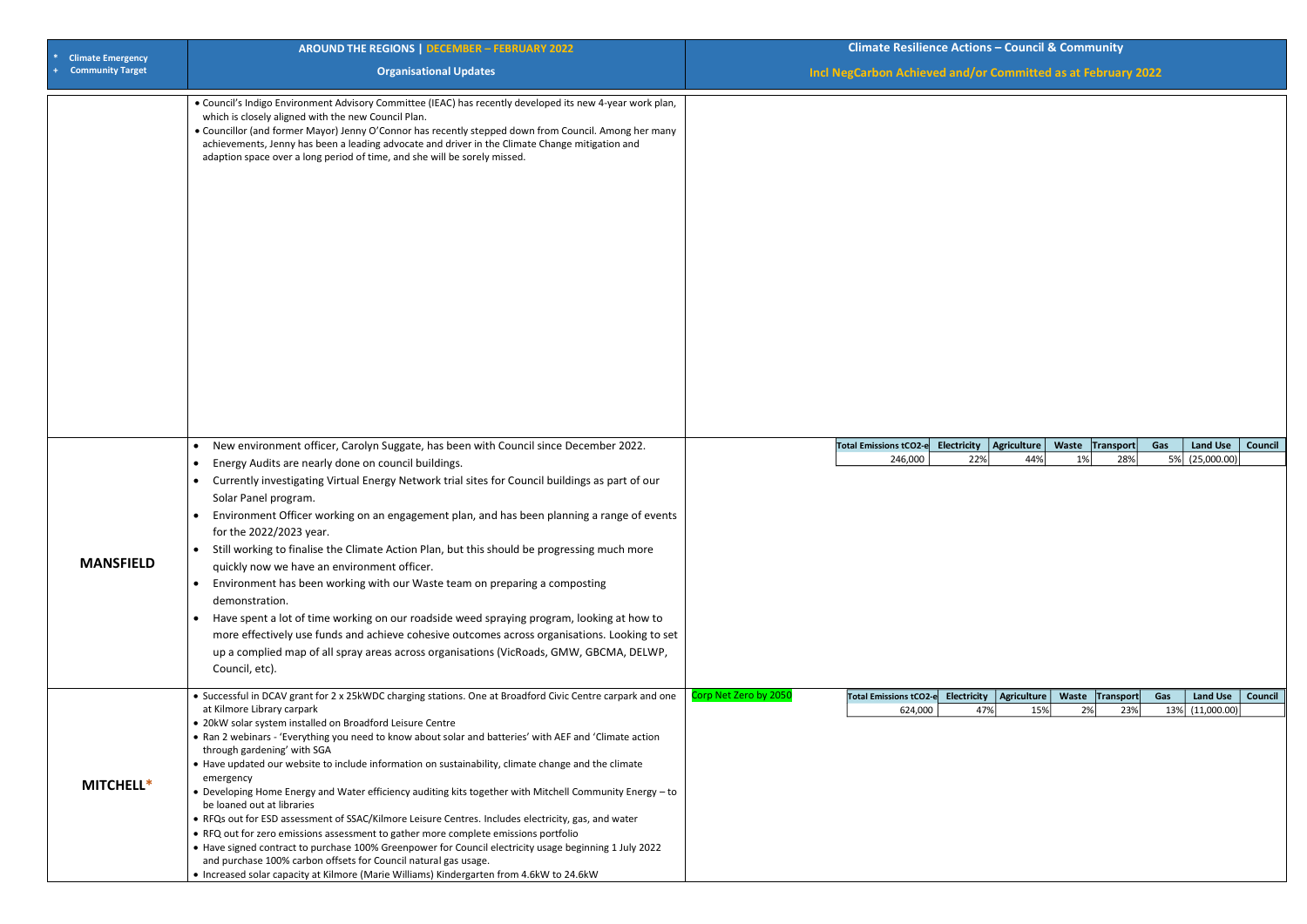| * Climate Emergency<br>+ Community Target | AROUND THE REGIONS \| DECEMBER – FEBRUARY 2022<br><br>Organisational Updates | Climate Resilience Actions – Council & Community<br><br>Incl NegCarbon Achieved and/or Committed as at February 2022 |
|---|---|---|
| | • Council's Indigo Environment Advisory Committee (IEAC) has recently developed its new 4-year work plan, which is closely aligned with the new Council Plan.<br>• Councillor (and former Mayor) Jenny O'Connor has recently stepped down from Council. Among her many achievements, Jenny has been a leading advocate and driver in the Climate Change mitigation and adaption space over a long period of time, and she will be sorely missed. | |
| **MANSFIELD** | • New environment officer, Carolyn Suggate, has been with Council since December 2022.<br>• Energy Audits are nearly done on council buildings.<br>• Currently investigating Virtual Energy Network trial sites for Council buildings as part of our Solar Panel program.<br>• Environment Officer working on an engagement plan, and has been planning a range of events for the 2022/2023 year.<br>• Still working to finalise the Climate Action Plan, but this should be progressing much more quickly now we have an environment officer.<br>• Environment has been working with our Waste team on preparing a composting demonstration.<br>• Have spent a lot of time working on our roadside weed spraying program, looking at how to more effectively use funds and achieve cohesive outcomes across organisations. Looking to set up a complied map of all spray areas across organisations (VicRoads, GMW, GBCMA, DELWP, Council, etc). | Total Emissions tCO2-e: 246,000; Electricity: 22%; Agriculture: 44%; Waste: 1%; Transport: 28%; Gas: 5%; Land Use: (25,000.00); Council: |
| **MITCHELL*** | • Successful in DCAV grant for 2 x 25kWDC charging stations. One at Broadford Civic Centre carpark and one at Kilmore Library carpark<br>• 20kW solar system installed on Broadford Leisure Centre<br>• Ran 2 webinars - 'Everything you need to know about solar and batteries' with AEF and 'Climate action through gardening' with SGA<br>• Have updated our website to include information on sustainability, climate change and the climate emergency<br>• Developing Home Energy and Water efficiency auditing kits together with Mitchell Community Energy – to be loaned out at libraries<br>• RFQs out for ESD assessment of SSAC/Kilmore Leisure Centres. Includes electricity, gas, and water<br>• RFQ out for zero emissions assessment to gather more complete emissions portfolio<br>• Have signed contract to purchase 100% Greenpower for Council electricity usage beginning 1 July 2022 and purchase 100% carbon offsets for Council natural gas usage.<br>• Increased solar capacity at Kilmore (Marie Williams) Kindergarten from 4.6kW to 24.6kW | Corp Net Zero by 2050<br><br>Total Emissions tCO2-e: 624,000; Electricity: 47%; Agriculture: 15%; Waste: 2%; Transport: 23%; Gas: 13%; Land Use: (11,000.00); Council: |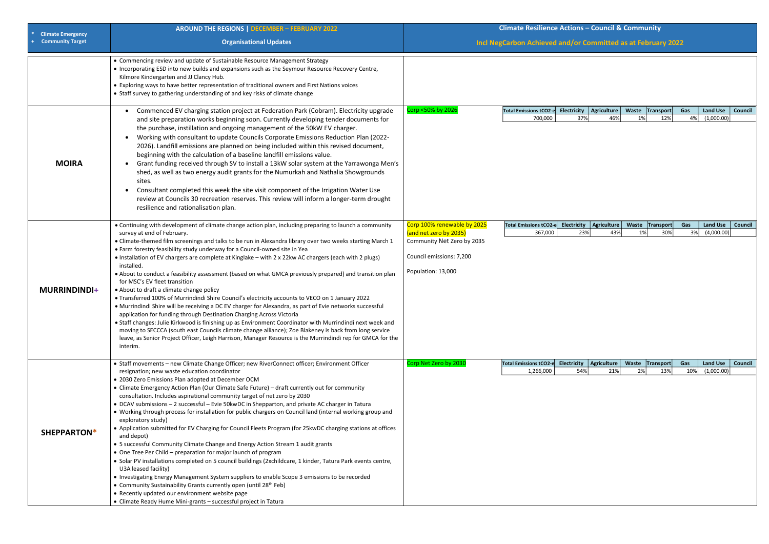| * Climate Emergency<br>+ Community Target | AROUND THE REGIONS \| DECEMBER – FEBRUARY 2022<br>Organisational Updates | Climate Resilience Actions – Council & Community<br>Incl NegCarbon Achieved and/or Committed as at February 2022 |
|---|---|---|
| | • Commencing review and update of Sustainable Resource Management Strategy<br>• Incorporating ESD into new builds and expansions such as the Seymour Resource Recovery Centre, Kilmore Kindergarten and JJ Clancy Hub.<br>• Exploring ways to have better representation of traditional owners and First Nations voices<br>• Staff survey to gathering understanding of and key risks of climate change | |
| **MOIRA** | • Commenced EV charging station project at Federation Park (Cobram). Electricity upgrade and site preparation works beginning soon. Currently developing tender documents for the purchase, instillation and ongoing management of the 50kW EV charger.<br>• Working with consultant to update Councils Corporate Emissions Reduction Plan (2022-2026). Landfill emissions are planned on being included within this revised document, beginning with the calculation of a baseline landfill emissions value.<br>• Grant funding received through SV to install a 13kW solar system at the Yarrawonga Men's shed, as well as two energy audit grants for the Numurkah and Nathalia Showgrounds sites.<br>• Consultant completed this week the site visit component of the Irrigation Water Use review at Councils 30 recreation reserves. This review will inform a longer-term drought resilience and rationalisation plan. | Corp <50% by 2026 |
| **MURRINDINDI+** | • Continuing with development of climate change action plan, including preparing to launch a community survey at end of February.<br>• Climate-themed film screenings and talks to be run in Alexandra library over two weeks starting March 1<br>• Farm forestry feasibility study underway for a Council-owned site in Yea<br>• Installation of EV chargers are complete at Kinglake – with 2 x 22kw AC chargers (each with 2 plugs) installed.<br>• About to conduct a feasibility assessment (based on what GMCA previously prepared) and transition plan for MSC's EV fleet transition<br>• About to draft a climate change policy<br>• Transferred 100% of Murrindindi Shire Council's electricity accounts to VECO on 1 January 2022<br>• Murrindindi Shire will be receiving a DC EV charger for Alexandra, as part of Evie networks successful application for funding through Destination Charging Across Victoria<br>• Staff changes: Julie Kirkwood is finishing up as Environment Coordinator with Murrindindi next week and moving to SECCCA (south east Councils climate change alliance); Zoe Blakeney is back from long service leave, as Senior Project Officer, Leigh Harrison, Manager Resource is the Murrindindi rep for GMCA for the interim. | Corp 100% renewable by 2025 (and net zero by 2035)<br>Community Net Zero by 2035<br>Council emissions: 7,200<br>Population: 13,000 |
| **SHEPPARTON*** | • Staff movements – new Climate Change Officer; new RiverConnect officer; Environment Officer resignation; new waste education coordinator<br>• 2030 Zero Emissions Plan adopted at December OCM<br>• Climate Emergency Action Plan (Our Climate Safe Future) – draft currently out for community consultation. Includes aspirational community target of net zero by 2030<br>• DCAV submissions – 2 successful – Evie 50kwDC in Shepparton, and private AC charger in Tatura<br>• Working through process for installation for public chargers on Council land (internal working group and exploratory study)<br>• Application submitted for EV Charging for Council Fleets Program (for 25kwDC charging stations at offices and depot)<br>• 5 successful Community Climate Change and Energy Action Stream 1 audit grants<br>• One Tree Per Child – preparation for major launch of program<br>• Solar PV installations completed on 5 council buildings (2xchildcare, 1 kinder, Tatura Park events centre, U3A leased facility)<br>• Investigating Energy Management System suppliers to enable Scope 3 emissions to be recorded<br>• Community Sustainability Grants currently open (until 28th Feb)<br>• Recently updated our environment website page<br>• Climate Ready Hume Mini-grants – successful project in Tatura | Corp Net Zero by 2030 |

| Region | Total Emissions tCO2-e | Electricity | Agriculture | Waste | Transport | Gas | Land Use | Council |
|---|---|---|---|---|---|---|---|---|
| MOIRA | 700,000 | 37% | 46% | 1% | 12% | 4% | (1,000.00) | |
| MURRINDINDI | 367,000 | 23% | 43% | 1% | 30% | 3% | (4,000.00) | |
| SHEPPARTON | 1,266,000 | 54% | 21% | 2% | 13% | 10% | (1,000.00) | |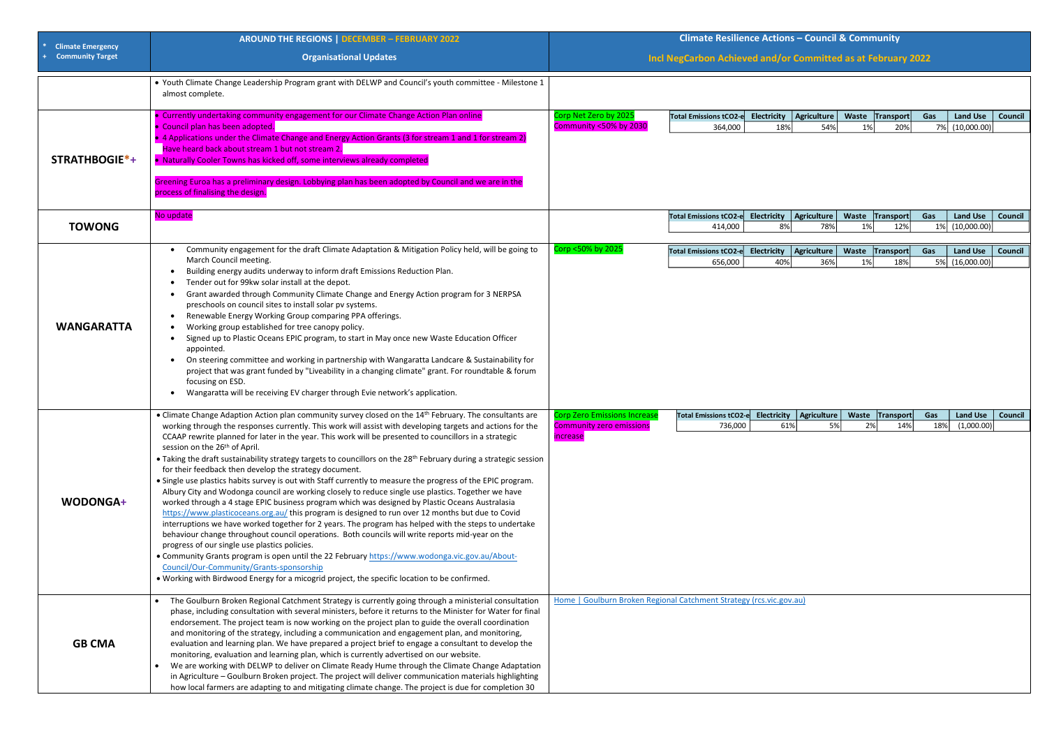| * Climate Emergency<br>+ Community Target | AROUND THE REGIONS \| DECEMBER – FEBRUARY 2022<br><br>Organisational Updates | Climate Resilience Actions – Council & Community<br><br>Incl NegCarbon Achieved and/or Committed as at February 2022 |
|---|---|---|
| | • Youth Climate Change Leadership Program grant with DELWP and Council's youth committee - Milestone 1 almost complete. | |
| **STRATHBOGIE*+** | • Currently undertaking community engagement for our Climate Change Action Plan online<br>• Council plan has been adopted.<br>• 4 Applications under the Climate Change and Energy Action Grants (3 for stream 1 and 1 for stream 2) Have heard back about stream 1 but not stream 2.<br>• Naturally Cooler Towns has kicked off, some interviews already completed<br><br>Greening Euroa has a preliminary design. Lobbying plan has been adopted by Council and we are in the process of finalising the design. | Corp Net Zero by 2025<br>Community <50% by 2030<br><br>Total Emissions tCO2-e: 364,000; Electricity: 18%; Agriculture: 54%; Waste: 1%; Transport: 20%; Gas: 7%; Land Use: (10,000.00); Council: |
| **TOWONG** | No update | Total Emissions tCO2-e: 414,000; Electricity: 8%; Agriculture: 78%; Waste: 1%; Transport: 12%; Gas: 1%; Land Use: (10,000.00); Council: |
| **WANGARATTA** | • Community engagement for the draft Climate Adaptation & Mitigation Policy held, will be going to March Council meeting.<br>• Building energy audits underway to inform draft Emissions Reduction Plan.<br>• Tender out for 99kw solar install at the depot.<br>• Grant awarded through Community Climate Change and Energy Action program for 3 NERPSA preschools on council sites to install solar pv systems.<br>• Renewable Energy Working Group comparing PPA offerings.<br>• Working group established for tree canopy policy.<br>• Signed up to Plastic Oceans EPIC program, to start in May once new Waste Education Officer appointed.<br>• On steering committee and working in partnership with Wangaratta Landcare & Sustainability for project that was grant funded by "Liveability in a changing climate" grant. For roundtable & forum focusing on ESD.<br>• Wangaratta will be receiving EV charger through Evie network's application. | Corp <50% by 2025<br><br>Total Emissions tCO2-e: 656,000; Electricity: 40%; Agriculture: 36%; Waste: 1%; Transport: 18%; Gas: 5%; Land Use: (16,000.00); Council: |
| **WODONGA+** | • Climate Change Adaption Action plan community survey closed on the 14th February. The consultants are working through the responses currently. This work will assist with developing targets and actions for the CCAAP rewrite planned for later in the year. This work will be presented to councillors in a strategic session on the 26th of April.<br>• Taking the draft sustainability strategy targets to councillors on the 28th February during a strategic session for their feedback then develop the strategy document.<br>• Single use plastics habits survey is out with Staff currently to measure the progress of the EPIC program. Albury City and Wodonga council are working closely to reduce single use plastics. Together we have worked through a 4 stage EPIC business program which was designed by Plastic Oceans Australasia https://www.plasticoceans.org.au/ this program is designed to run over 12 months but due to Covid interruptions we have worked together for 2 years. The program has helped with the steps to undertake behaviour change throughout council operations. Both councils will write reports mid-year on the progress of our single use plastics policies.<br>• Community Grants program is open until the 22 February https://www.wodonga.vic.gov.au/About-Council/Our-Community/Grants-sponsorship<br>• Working with Birdwood Energy for a micogrid project, the specific location to be confirmed. | Corp Zero Emissions Increase<br>Community zero emissions increase<br><br>Total Emissions tCO2-e: 736,000; Electricity: 61%; Agriculture: 5%; Waste: 2%; Transport: 14%; Gas: 18%; Land Use: (1,000.00); Council: |
| **GB CMA** | • The Goulburn Broken Regional Catchment Strategy is currently going through a ministerial consultation phase, including consultation with several ministers, before it returns to the Minister for Water for final endorsement. The project team is now working on the project plan to guide the overall coordination and monitoring of the strategy, including a communication and engagement plan, and monitoring, evaluation and learning plan. We have prepared a project brief to engage a consultant to develop the monitoring, evaluation and learning plan, which is currently advertised on our website.<br>• We are working with DELWP to deliver on Climate Ready Hume through the Climate Change Adaptation in Agriculture – Goulburn Broken project. The project will deliver communication materials highlighting how local farmers are adapting to and mitigating climate change. The project is due for completion 30 | Home \| Goulburn Broken Regional Catchment Strategy (rcs.vic.gov.au) |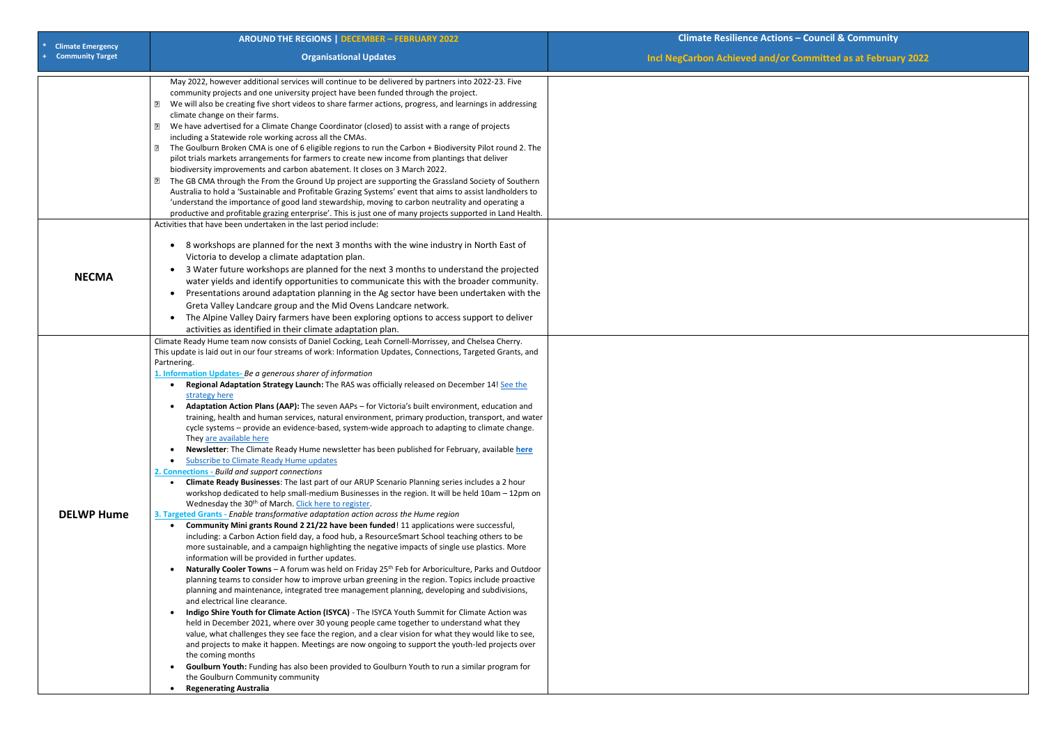| * Climate Emergency<br>+ Community Target | AROUND THE REGIONS \| DECEMBER – FEBRUARY 2022<br><br>Organisational Updates | Climate Resilience Actions – Council & Community<br><br>Incl NegCarbon Achieved and/or Committed as at February 2022 |
|---|---|---|
| | May 2022, however additional services will continue to be delivered by partners into 2022-23. Five community projects and one university project have been funded through the project.<br>• We will also be creating five short videos to share farmer actions, progress, and learnings in addressing climate change on their farms.<br>• We have advertised for a Climate Change Coordinator (closed) to assist with a range of projects including a Statewide role working across all the CMAs.<br>• The Goulburn Broken CMA is one of 6 eligible regions to run the Carbon + Biodiversity Pilot round 2. The pilot trials markets arrangements for farmers to create new income from plantings that deliver biodiversity improvements and carbon abatement. It closes on 3 March 2022.<br>• The GB CMA through the From the Ground Up project are supporting the Grassland Society of Southern Australia to hold a 'Sustainable and Profitable Grazing Systems' event that aims to assist landholders to 'understand the importance of good land stewardship, moving to carbon neutrality and operating a productive and profitable grazing enterprise'. This is just one of many projects supported in Land Health. | |
| **NECMA** | Activities that have been undertaken in the last period include:<br>• 8 workshops are planned for the next 3 months with the wine industry in North East of Victoria to develop a climate adaptation plan.<br>• 3 Water future workshops are planned for the next 3 months to understand the projected water yields and identify opportunities to communicate this with the broader community.<br>• Presentations around adaptation planning in the Ag sector have been undertaken with the Greta Valley Landcare group and the Mid Ovens Landcare network.<br>• The Alpine Valley Dairy farmers have been exploring options to access support to deliver activities as identified in their climate adaptation plan. | |
| **DELWP Hume** | Climate Ready Hume team now consists of Daniel Cocking, Leah Cornell-Morrissey, and Chelsea Cherry.<br>This update is laid out in our four streams of work: Information Updates, Connections, Targeted Grants, and Partnering.<br>1. Information Updates- *Be a generous sharer of information*<br>• **Regional Adaptation Strategy Launch:** The RAS was officially released on December 14! See the strategy here<br>• **Adaptation Action Plans (AAP):** The seven AAPs – for Victoria's built environment, education and training, health and human services, natural environment, primary production, transport, and water cycle systems – provide an evidence-based, system-wide approach to adapting to climate change. They are available here<br>• **Newsletter**: The Climate Ready Hume newsletter has been published for February, available **here**<br>• Subscribe to Climate Ready Hume updates<br>2. Connections - *Build and support connections*<br>• **Climate Ready Businesses**: The last part of our ARUP Scenario Planning series includes a 2 hour workshop dedicated to help small-medium Businesses in the region. It will be held 10am – 12pm on Wednesday the 30th of March. Click here to register.<br>3. Targeted Grants - *Enable transformative adaptation action across the Hume region*<br>• **Community Mini grants Round 2 21/22 have been funded**! 11 applications were successful, including: a Carbon Action field day, a food hub, a ResourceSmart School teaching others to be more sustainable, and a campaign highlighting the negative impacts of single use plastics. More information will be provided in further updates.<br>• **Naturally Cooler Towns** – A forum was held on Friday 25th Feb for Arboriculture, Parks and Outdoor planning teams to consider how to improve urban greening in the region. Topics include proactive planning and maintenance, integrated tree management planning, developing and subdivisions, and electrical line clearance.<br>• **Indigo Shire Youth for Climate Action (ISYCA)** - The ISYCA Youth Summit for Climate Action was held in December 2021, where over 30 young people came together to understand what they value, what challenges they see face the region, and a clear vision for what they would like to see, and projects to make it happen. Meetings are now ongoing to support the youth-led projects over the coming months<br>• **Goulburn Youth:** Funding has also been provided to Goulburn Youth to run a similar program for the Goulburn Community community<br>• **Regenerating Australia** | |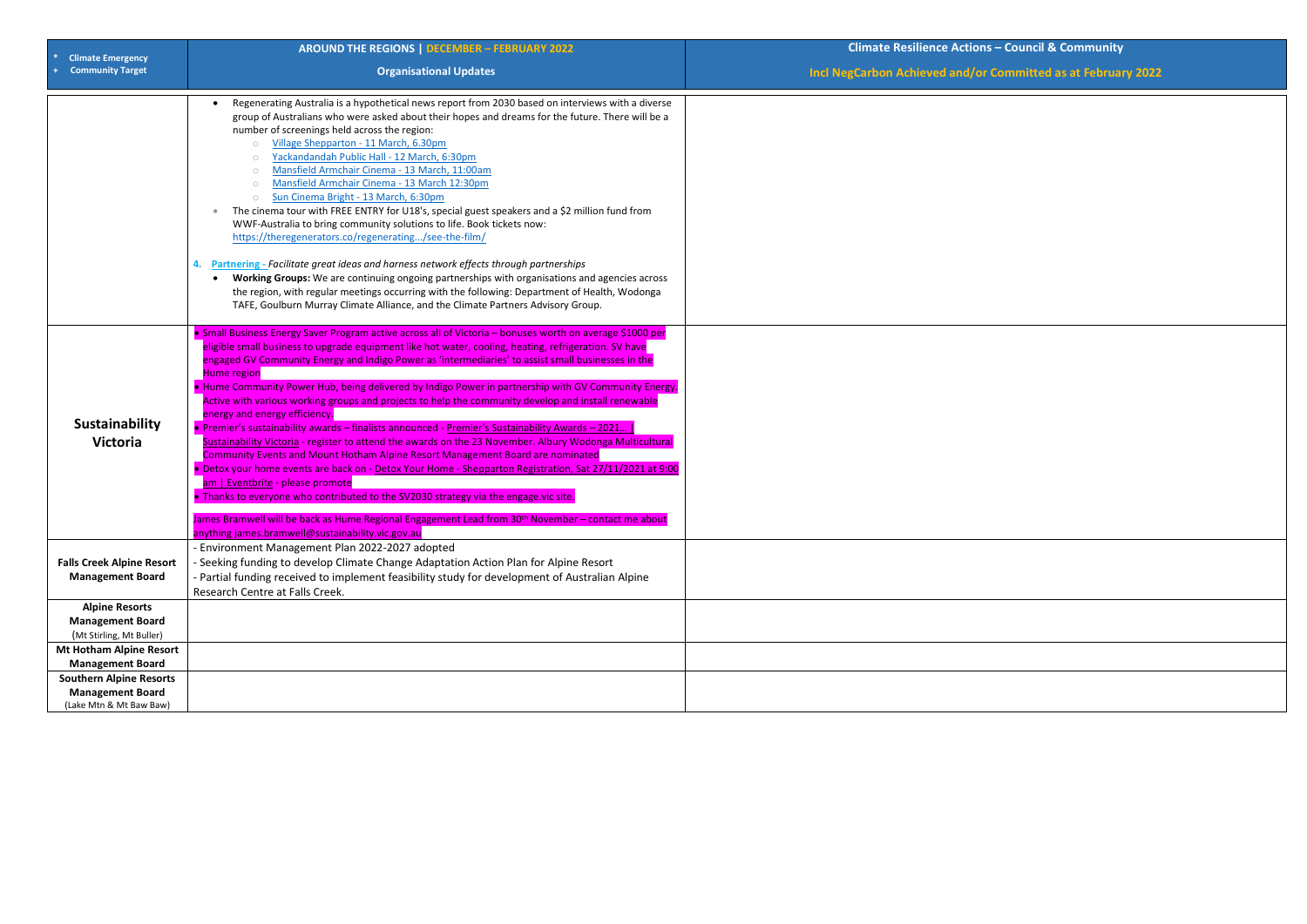| * Climate Emergency<br>+ Community Target | AROUND THE REGIONS \| DECEMBER – FEBRUARY 2022<br><br>Organisational Updates | Climate Resilience Actions – Council & Community<br><br>Incl NegCarbon Achieved and/or Committed as at February 2022 |
|---|---|---|
| | • Regenerating Australia is a hypothetical news report from 2030 based on interviews with a diverse group of Australians who were asked about their hopes and dreams for the future. There will be a number of screenings held across the region:<br>○ Village Shepparton - 11 March, 6.30pm<br>○ Yackandandah Public Hall - 12 March, 6:30pm<br>○ Mansfield Armchair Cinema - 13 March, 11:00am<br>○ Mansfield Armchair Cinema - 13 March 12:30pm<br>○ Sun Cinema Bright - 13 March, 6:30pm<br>• The cinema tour with FREE ENTRY for U18's, special guest speakers and a $2 million fund from WWF-Australia to bring community solutions to life. Book tickets now: https://theregenerators.co/regenerating.../see-the-film/<br><br>4. Partnering - *Facilitate great ideas and harness network effects through partnerships*<br>• **Working Groups:** We are continuing ongoing partnerships with organisations and agencies across the region, with regular meetings occurring with the following: Department of Health, Wodonga TAFE, Goulburn Murray Climate Alliance, and the Climate Partners Advisory Group. | |
| **Sustainability Victoria** | • Small Business Energy Saver Program active across all of Victoria – bonuses worth on average $1000 per eligible small business to upgrade equipment like hot water, cooling, heating, refrigeration. SV have engaged GV Community Energy and Indigo Power as 'intermediaries' to assist small businesses in the Hume region<br>• Hume Community Power Hub, being delivered by Indigo Power in partnership with GV Community Energy. Active with various working groups and projects to help the community develop and install renewable energy and energy efficiency.<br>• Premier's sustainability awards – finalists announced - Premier's Sustainability Awards – 2021... \| Sustainability Victoria - register to attend the awards on the 23 November. Albury Wodonga Multicultural Community Events and Mount Hotham Alpine Resort Management Board are nominated<br>• Detox your home events are back on - Detox Your Home - Shepparton Registration, Sat 27/11/2021 at 9:00 am \| Eventbrite - please promote<br>• Thanks to everyone who contributed to the SV2030 strategy via the engage.vic site.<br><br>James Bramwell will be back as Hume Regional Engagement Lead from 30th November – contact me about anything james.bramwell@sustainability.vic.gov.au | |
| **Falls Creek Alpine Resort Management Board** | - Environment Management Plan 2022-2027 adopted<br>- Seeking funding to develop Climate Change Adaptation Action Plan for Alpine Resort<br>- Partial funding received to implement feasibility study for development of Australian Alpine Research Centre at Falls Creek. | |
| **Alpine Resorts Management Board** (Mt Stirling, Mt Buller) | | |
| **Mt Hotham Alpine Resort Management Board** | | |
| **Southern Alpine Resorts Management Board** (Lake Mtn & Mt Baw Baw) | | |